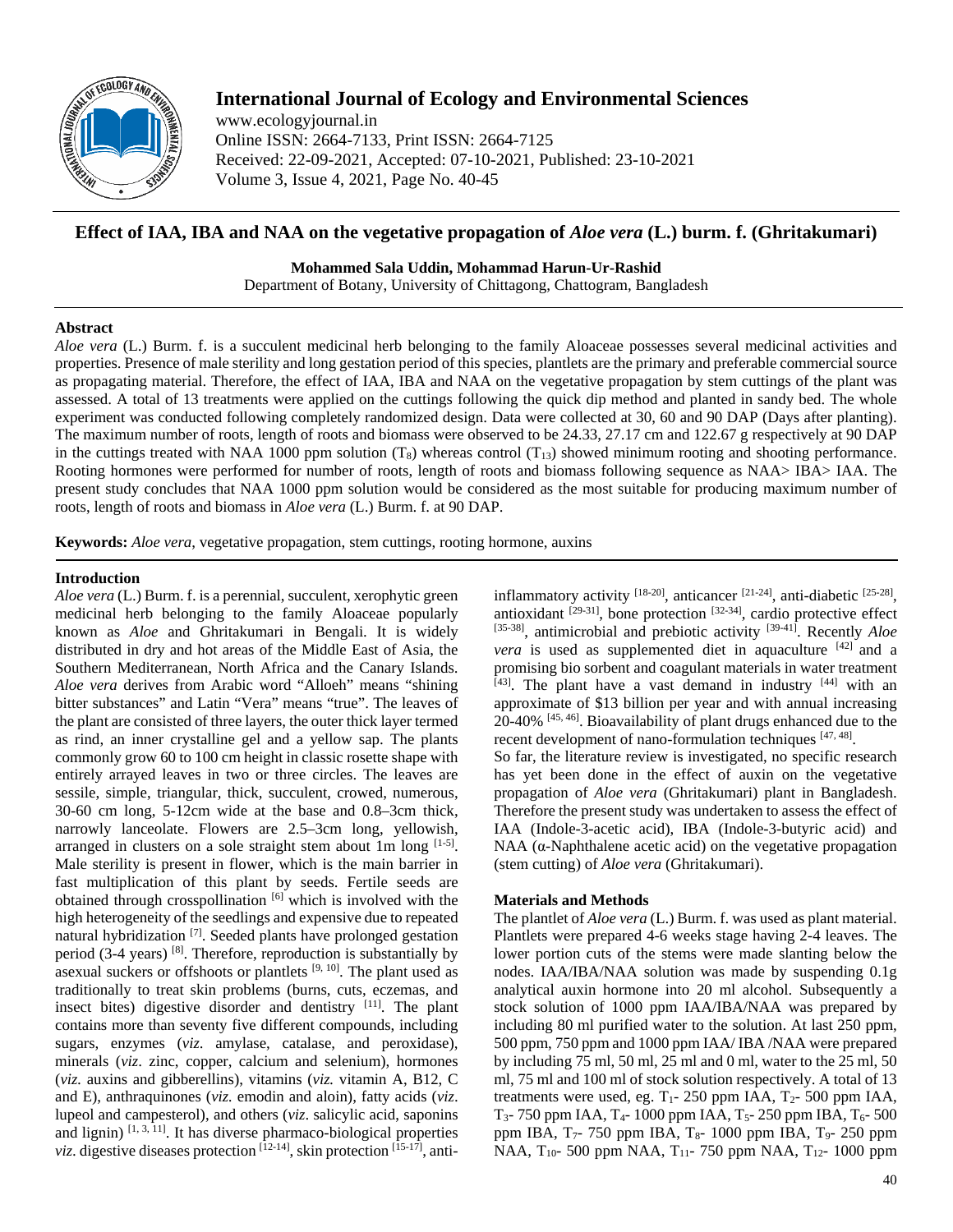# International Journal of Ecology and Environmental Sciences

www.ecologyjournal.in
Online ISSN: 2664-7133, Print ISSN: 2664-7125
Received: 22-09-2021, Accepted: 07-10-2021, Published: 23-10-2021
Volume 3, Issue 4, 2021, Page No. 40-45

## Effect of IAA, IBA and NAA on the vegetative propagation of *Aloe vera* (L.) burm. f. (Ghritakumari)

**Mohammed Sala Uddin, Mohammad Harun-Ur-Rashid**

Department of Botany, University of Chittagong, Chattogram, Bangladesh

### Abstract

*Aloe vera* (L.) Burm. f. is a succulent medicinal herb belonging to the family Aloaceae possesses several medicinal activities and properties. Presence of male sterility and long gestation period of this species, plantlets are the primary and preferable commercial source as propagating material. Therefore, the effect of IAA, IBA and NAA on the vegetative propagation by stem cuttings of the plant was assessed. A total of 13 treatments were applied on the cuttings following the quick dip method and planted in sandy bed. The whole experiment was conducted following completely randomized design. Data were collected at 30, 60 and 90 DAP (Days after planting). The maximum number of roots, length of roots and biomass were observed to be 24.33, 27.17 cm and 122.67 g respectively at 90 DAP in the cuttings treated with NAA 1000 ppm solution ($T_8$) whereas control ($T_{13}$) showed minimum rooting and shooting performance. Rooting hormones were performed for number of roots, length of roots and biomass following sequence as NAA> IBA> IAA. The present study concludes that NAA 1000 ppm solution would be considered as the most suitable for producing maximum number of roots, length of roots and biomass in *Aloe vera* (L.) Burm. f. at 90 DAP.

**Keywords:** *Aloe vera*, vegetative propagation, stem cuttings, rooting hormone, auxins

### Introduction

*Aloe vera* (L.) Burm. f. is a perennial, succulent, xerophytic green medicinal herb belonging to the family Aloaceae popularly known as *Aloe* and Ghritakumari in Bengali. It is widely distributed in dry and hot areas of the Middle East of Asia, the Southern Mediterranean, North Africa and the Canary Islands. *Aloe vera* derives from Arabic word "Alloeh" means "shining bitter substances" and Latin "Vera" means "true". The leaves of the plant are consisted of three layers, the outer thick layer termed as rind, an inner crystalline gel and a yellow sap. The plants commonly grow 60 to 100 cm height in classic rosette shape with entirely arrayed leaves in two or three circles. The leaves are sessile, simple, triangular, thick, succulent, crowed, numerous, 30-60 cm long, 5-12cm wide at the base and 0.8–3cm thick, narrowly lanceolate. Flowers are 2.5–3cm long, yellowish, arranged in clusters on a sole straight stem about 1m long [1-5]. Male sterility is present in flower, which is the main barrier in fast multiplication of this plant by seeds. Fertile seeds are obtained through crosspollination [6] which is involved with the high heterogeneity of the seedlings and expensive due to repeated natural hybridization [7]. Seeded plants have prolonged gestation period (3-4 years) [8]. Therefore, reproduction is substantially by asexual suckers or offshoots or plantlets [9, 10]. The plant used as traditionally to treat skin problems (burns, cuts, eczemas, and insect bites) digestive disorder and dentistry [11]. The plant contains more than seventy five different compounds, including sugars, enzymes (*viz*. amylase, catalase, and peroxidase), minerals (*viz*. zinc, copper, calcium and selenium), hormones (*viz.* auxins and gibberellins), vitamins (*viz.* vitamin A, B12, C and E), anthraquinones (*viz.* emodin and aloin), fatty acids (*viz*. lupeol and campesterol), and others (*viz*. salicylic acid, saponins and lignin) [1, 3, 11]. It has diverse pharmaco-biological properties *viz.* digestive diseases protection [12-14], skin protection [15-17], anti-inflammatory activity [18-20], anticancer [21-24], anti-diabetic [25-28], antioxidant [29-31], bone protection [32-34], cardio protective effect [35-38], antimicrobial and prebiotic activity [39-41]. Recently *Aloe vera* is used as supplemented diet in aquaculture [42] and a promising bio sorbent and coagulant materials in water treatment [43]. The plant have a vast demand in industry [44] with an approximate of $13 billion per year and with annual increasing 20-40% [45, 46]. Bioavailability of plant drugs enhanced due to the recent development of nano-formulation techniques [47, 48].

So far, the literature review is investigated, no specific research has yet been done in the effect of auxin on the vegetative propagation of *Aloe vera* (Ghritakumari) plant in Bangladesh. Therefore the present study was undertaken to assess the effect of IAA (Indole-3-acetic acid), IBA (Indole-3-butyric acid) and NAA (α-Naphthalene acetic acid) on the vegetative propagation (stem cutting) of *Aloe vera* (Ghritakumari).

### Materials and Methods

The plantlet of *Aloe vera* (L.) Burm. f. was used as plant material. Plantlets were prepared 4-6 weeks stage having 2-4 leaves. The lower portion cuts of the stems were made slanting below the nodes. IAA/IBA/NAA solution was made by suspending 0.1g analytical auxin hormone into 20 ml alcohol. Subsequently a stock solution of 1000 ppm IAA/IBA/NAA was prepared by including 80 ml purified water to the solution. At last 250 ppm, 500 ppm, 750 ppm and 1000 ppm IAA/ IBA /NAA were prepared by including 75 ml, 50 ml, 25 ml and 0 ml, water to the 25 ml, 50 ml, 75 ml and 100 ml of stock solution respectively. A total of 13 treatments were used, eg. $T_1$- 250 ppm IAA, $T_2$- 500 ppm IAA, $T_3$- 750 ppm IAA, $T_4$- 1000 ppm IAA, $T_5$- 250 ppm IBA, $T_6$- 500 ppm IBA, $T_7$- 750 ppm IBA, $T_8$- 1000 ppm IBA, $T_9$- 250 ppm NAA, $T_{10}$- 500 ppm NAA, $T_{11}$- 750 ppm NAA, $T_{12}$- 1000 ppm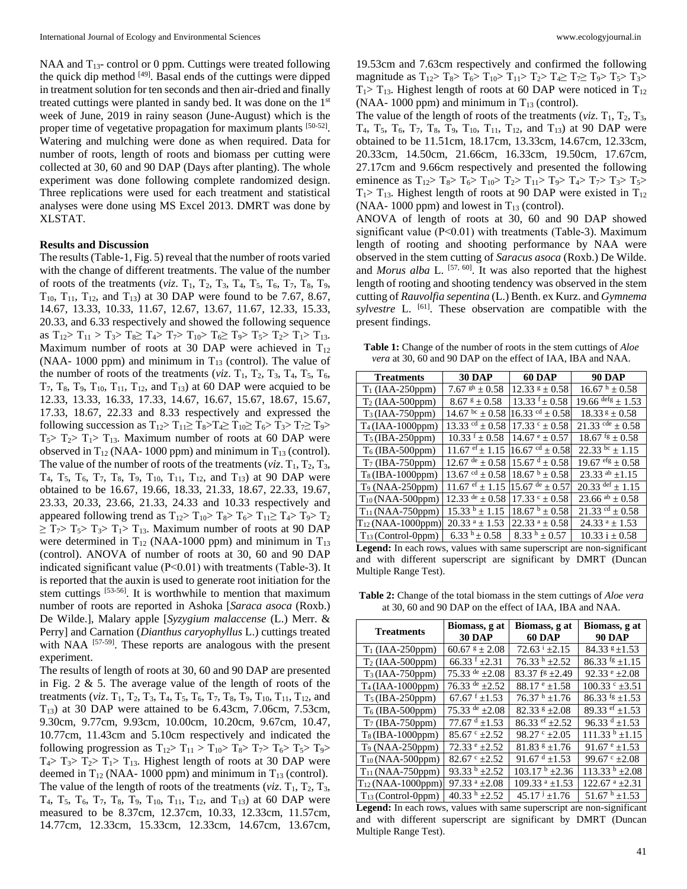NAA and $T_{13}$- control or 0 ppm. Cuttings were treated following the quick dip method [49]. Basal ends of the cuttings were dipped in treatment solution for ten seconds and then air-dried and finally treated cuttings were planted in sandy bed. It was done on the 1st week of June, 2019 in rainy season (June-August) which is the proper time of vegetative propagation for maximum plants [50-52]. Watering and mulching were done as when required. Data for number of roots, length of roots and biomass per cutting were collected at 30, 60 and 90 DAP (Days after planting). The whole experiment was done following complete randomized design. Three replications were used for each treatment and statistical analyses were done using MS Excel 2013. DMRT was done by XLSTAT.

**Results and Discussion**

The results (Table-1, Fig. 5) reveal that the number of roots varied with the change of different treatments. The value of the number of roots of the treatments (*viz*. $T_1$, $T_2$, $T_3$, $T_4$, $T_5$, $T_6$, $T_7$, $T_8$, $T_9$, $T_{10}$, $T_{11}$, $T_{12}$, and $T_{13}$) at 30 DAP were found to be 7.67, 8.67, 14.67, 13.33, 10.33, 11.67, 12.67, 13.67, 11.67, 12.33, 15.33, 20.33, and 6.33 respectively and showed the following sequence as $T_{12} > T_{11} > T_3 > T_8 \geq T_4 > T_7 > T_{10} > T_6 \geq T_9 > T_5 > T_2 > T_1 > T_{13}$. Maximum number of roots at 30 DAP were achieved in $T_{12}$ (NAA- 1000 ppm) and minimum in $T_{13}$ (control). The value of the number of roots of the treatments (*viz*. $T_1$, $T_2$, $T_3$, $T_4$, $T_5$, $T_6$, $T_7$, $T_8$, $T_9$, $T_{10}$, $T_{11}$, $T_{12}$, and $T_{13}$) at 60 DAP were acquied to be 12.33, 13.33, 16.33, 17.33, 14.67, 16.67, 15.67, 18.67, 15.67, 17.33, 18.67, 22.33 and 8.33 respectively and expressed the following succession as $T_{12} > T_{11} \geq T_8 > T_4 \geq T_{10} \geq T_6 > T_3 > T_7 \geq T_9 > T_5 > T_2 > T_1 > T_{13}$. Maximum number of roots at 60 DAP were observed in $T_{12}$ (NAA- 1000 ppm) and minimum in $T_{13}$ (control). The value of the number of roots of the treatments (*viz*. $T_1$, $T_2$, $T_3$, $T_4$, $T_5$, $T_6$, $T_7$, $T_8$, $T_9$, $T_{10}$, $T_{11}$, $T_{12}$, and $T_{13}$) at 90 DAP were obtained to be 16.67, 19.66, 18.33, 21.33, 18.67, 22.33, 19.67, 23.33, 20.33, 23.66, 21.33, 24.33 and 10.33 respectively and appeared following trend as $T_{12} > T_{10} > T_8 > T_6 > T_{11} \geq T_4 > T_9 > T_2 \geq T_7 > T_5 > T_3 > T_1 > T_{13}$. Maximum number of roots at 90 DAP were determined in $T_{12}$ (NAA-1000 ppm) and minimum in $T_{13}$ (control). ANOVA of number of roots at 30, 60 and 90 DAP indicated significant value ($P<0.01$) with treatments (Table-3). It is reported that the auxin is used to generate root initiation for the stem cuttings [53-56]. It is worthwhile to mention that maximum number of roots are reported in Ashoka [*Saraca asoca* (Roxb.) De Wilde.], Malary apple [*Syzygium malaccense* (L.) Merr. & Perry] and Carnation (*Dianthus caryophyllus* L.) cuttings treated with NAA [57-59]. These reports are analogous with the present experiment.

The results of length of roots at 30, 60 and 90 DAP are presented in Fig. 2 & 5. The average value of the length of roots of the treatments (*viz*. $T_1$, $T_2$, $T_3$, $T_4$, $T_5$, $T_6$, $T_7$, $T_8$, $T_9$, $T_{10}$, $T_{11}$, $T_{12}$, and $T_{13}$) at 30 DAP were attained to be 6.43cm, 7.06cm, 7.53cm, 9.30cm, 9.77cm, 9.93cm, 10.00cm, 10.20cm, 9.67cm, 10.47, 10.77cm, 11.43cm and 5.10cm respectively and indicated the following progression as $T_{12} > T_{11} > T_{10} > T_8 > T_7 > T_6 > T_5 > T_9 > T_4 > T_3 > T_2 > T_1 > T_{13}$. Highest length of roots at 30 DAP were deemed in $T_{12}$ (NAA- 1000 ppm) and minimum in $T_{13}$ (control).

The value of the length of roots of the treatments (*viz*. $T_1$, $T_2$, $T_3$, $T_4$, $T_5$, $T_6$, $T_7$, $T_8$, $T_9$, $T_{10}$, $T_{11}$, $T_{12}$, and $T_{13}$) at 60 DAP were measured to be 8.37cm, 12.37cm, 10.33, 12.33cm, 11.57cm, 14.77cm, 12.33cm, 15.33cm, 12.33cm, 14.67cm, 13.67cm, 19.53cm and 7.63cm respectively and confirmed the following magnitude as $T_{12} > T_8 > T_6 > T_{10} > T_{11} > T_2 > T_4 \geq T_7 \geq T_9 > T_5 > T_3 > T_1 > T_{13}$. Highest length of roots at 60 DAP were noticed in $T_{12}$ (NAA- 1000 ppm) and minimum in $T_{13}$ (control).

The value of the length of roots of the treatments (*viz*. $T_1$, $T_2$, $T_3$, $T_4$, $T_5$, $T_6$, $T_7$, $T_8$, $T_9$, $T_{10}$, $T_{11}$, $T_{12}$, and $T_{13}$) at 90 DAP were obtained to be 11.51cm, 18.17cm, 13.33cm, 14.67cm, 12.33cm, 20.33cm, 14.50cm, 21.66cm, 16.33cm, 19.50cm, 17.67cm, 27.17cm and 9.66cm respectively and presented the following eminence as $T_{12} > T_8 > T_6 > T_{10} > T_2 > T_{11} > T_9 > T_4 > T_7 > T_3 > T_5 > T_1 > T_{13}$. Highest length of roots at 90 DAP were existed in $T_{12}$ (NAA- 1000 ppm) and lowest in $T_{13}$ (control).

ANOVA of length of roots at 30, 60 and 90 DAP showed significant value ($P<0.01$) with treatments (Table-3). Maximum length of rooting and shooting performance by NAA were observed in the stem cutting of *Saracus asoca* (Roxb.) De Wilde. and *Morus alba* L. [57, 60]. It was also reported that the highest length of rooting and shooting tendency was observed in the stem cutting of *Rauvolfia sepentina* (L.) Benth. ex Kurz. and *Gymnema sylvestre* L. [61]. These observation are compatible with the present findings.

**Table 1:** Change of the number of roots in the stem cuttings of *Aloe vera* at 30, 60 and 90 DAP on the effect of IAA, IBA and NAA.

| Treatments | 30 DAP | 60 DAP | 90 DAP |
|---|---|---|---|
| $T_1$ (IAA-250ppm) | 7.67 $^{gh}$ ± 0.58 | 12.33 $^{g}$ ± 0.58 | 16.67 $^{h}$ ± 0.58 |
| $T_2$ (IAA-500ppm) | 8.67 $^{g}$ ± 0.58 | 13.33 $^{f}$ ± 0.58 | 19.66 $^{defg}$ ± 1.53 |
| $T_3$ (IAA-750ppm) | 14.67 $^{bc}$ ± 0.58 | 16.33 $^{cd}$ ± 0.58 | 18.33 $^{g}$ ± 0.58 |
| $T_4$ (IAA-1000ppm) | 13.33 $^{cd}$ ± 0.58 | 17.33 $^{c}$ ± 0.58 | 21.33 $^{cde}$ ± 0.58 |
| $T_5$ (IBA-250ppm) | 10.33 $^{f}$ ± 0.58 | 14.67 $^{e}$ ± 0.57 | 18.67 $^{fg}$ ± 0.58 |
| $T_6$ (IBA-500ppm) | 11.67 $^{ef}$ ± 1.15 | 16.67 $^{cd}$ ± 0.58 | 22.33 $^{bc}$ ± 1.15 |
| $T_7$ (IBA-750ppm) | 12.67 $^{de}$ ± 0.58 | 15.67 $^{d}$ ± 0.58 | 19.67 $^{efg}$ ± 0.58 |
| $T_8$ (IBA-1000ppm) | 13.67 $^{cd}$ ± 0.58 | 18.67 $^{b}$ ± 0.58 | 23.33 $^{ab}$ ±1.15 |
| $T_9$ (NAA-250ppm) | 11.67 $^{ef}$ ± 1.15 | 15.67 $^{de}$ ± 0.57 | 20.33 $^{def}$ ± 1.15 |
| $T_{10}$ (NAA-500ppm) | 12.33 $^{de}$ ± 0.58 | 17.33 $^{c}$ ± 0.58 | 23.66 $^{ab}$ ± 0.58 |
| $T_{11}$ (NAA-750ppm) | 15.33 $^{b}$ ± 1.15 | 18.67 $^{b}$ ± 0.58 | 21.33 $^{cd}$ ± 0.58 |
| $T_{12}$ (NAA-1000ppm) | 20.33 $^{a}$ ± 1.53 | 22.33 $^{a}$ ± 0.58 | 24.33 $^{a}$ ± 1.53 |
| $T_{13}$ (Control-0ppm) | 6.33 $^{h}$ ± 0.58 | 8.33 $^{h}$ ± 0.57 | 10.33 i ± 0.58 |

**Legend:** In each rows, values with same superscript are non-significant and with different superscript are significant by DMRT (Duncan Multiple Range Test).

**Table 2:** Change of the total biomass in the stem cuttings of *Aloe vera* at 30, 60 and 90 DAP on the effect of IAA, IBA and NAA.

| Treatments | Biomass, g at 30 DAP | Biomass, g at 60 DAP | Biomass, g at 90 DAP |
|---|---|---|---|
| $T_1$ (IAA-250ppm) | 60.67 $^{g}$ ± 2.08 | 72.63 $^{i}$ ±2.15 | 84.33 $^{g}$ ±1.53 |
| $T_2$ (IAA-500ppm) | 66.33 $^{f}$ ±2.31 | 76.33 $^{h}$ ±2.52 | 86.33 $^{fg}$ ±1.15 |
| $T_3$ (IAA-750ppm) | 75.33 $^{de}$ ±2.08 | 83.37 $^{fg}$ ±2.49 | 92.33 $^{e}$ ±2.08 |
| $T_4$ (IAA-1000ppm) | 76.33 $^{de}$ ±2.52 | 88.17 $^{e}$ ±1.58 | 100.33 $^{c}$ ±3.51 |
| $T_5$ (IBA-250ppm) | 67.67 $^{f}$ ±1.53 | 76.37 $^{h}$ ±1.76 | 86.33 $^{fg}$ ±1.53 |
| $T_6$ (IBA-500ppm) | 75.33 $^{de}$ ±2.08 | 82.33 $^{g}$ ±2.08 | 89.33 $^{ef}$ ±1.53 |
| $T_7$ (IBA-750ppm) | 77.67 $^{d}$ ±1.53 | 86.33 $^{ef}$ ±2.52 | 96.33 $^{d}$ ±1.53 |
| $T_8$ (IBA-1000ppm) | 85.67 $^{c}$ ±2.52 | 98.27 $^{c}$ ±2.05 | 111.33 $^{b}$ ±1.15 |
| $T_9$ (NAA-250ppm) | 72.33 $^{e}$ ±2.52 | 81.83 $^{g}$ ±1.76 | 91.67 $^{e}$ ±1.53 |
| $T_{10}$ (NAA-500ppm) | 82.67 $^{c}$ ±2.52 | 91.67 $^{d}$ ±1.53 | 99.67 $^{c}$ ±2.08 |
| $T_{11}$ (NAA-750ppm) | 93.33 $^{b}$ ±2.52 | 103.17 $^{b}$ ±2.36 | 113.33 $^{b}$ ±2.08 |
| $T_{12}$ (NAA-1000ppm) | 97.33 $^{a}$ ±2.08 | 109.33 $^{a}$ ±1.53 | 122.67 $^{a}$ ±2.31 |
| $T_{13}$ (Control-0ppm) | 40.33 $^{h}$ ±2.52 | 45.17 $^{j}$ ±1.76 | 51.67 $^{h}$ ±1.53 |

**Legend:** In each rows, values with same superscript are non-significant and with different superscript are significant by DMRT (Duncan Multiple Range Test).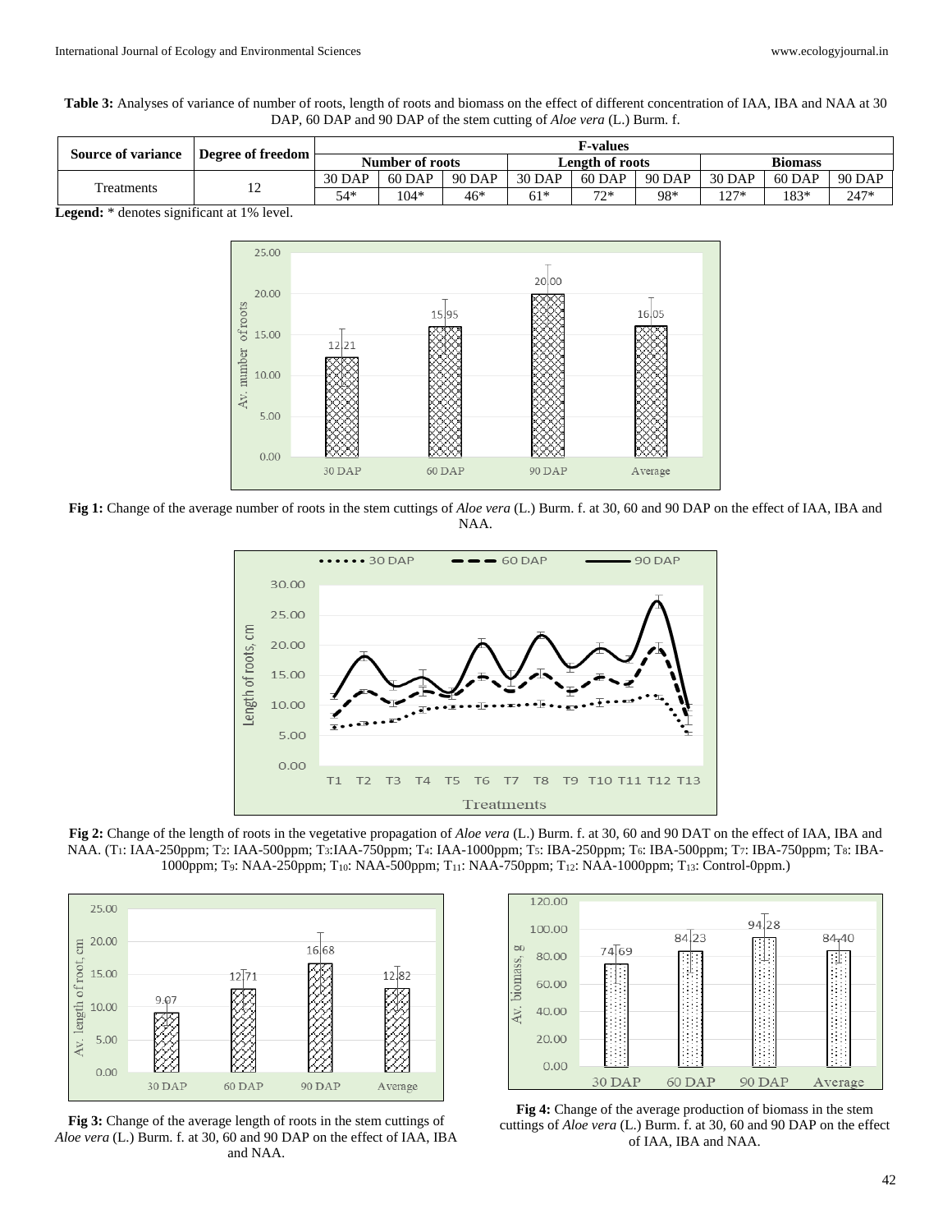**Table 3:** Analyses of variance of number of roots, length of roots and biomass on the effect of different concentration of IAA, IBA and NAA at 30 DAP, 60 DAP and 90 DAP of the stem cutting of *Aloe vera* (L.) Burm. f.

| Source of variance | Degree of freedom | F-values | | | | | | | | |
|---|---|---|---|---|---|---|---|---|---|---|
| | | Number of roots | | | Length of roots | | | Biomass | | |
| | | 30 DAP | 60 DAP | 90 DAP | 30 DAP | 60 DAP | 90 DAP | 30 DAP | 60 DAP | 90 DAP |
| Treatments | 12 | 54* | 104* | 46* | 61* | 72* | 98* | 127* | 183* | 247* |

**Legend:** * denotes significant at 1% level.

**Fig 1:** Change of the average number of roots in the stem cuttings of *Aloe vera* (L.) Burm. f. at 30, 60 and 90 DAP on the effect of IAA, IBA and NAA.

**Fig 2:** Change of the length of roots in the vegetative propagation of *Aloe vera* (L.) Burm. f. at 30, 60 and 90 DAT on the effect of IAA, IBA and NAA. ($T_1$: IAA-250ppm; $T_2$: IAA-500ppm; $T_3$:IAA-750ppm; $T_4$: IAA-1000ppm; $T_5$: IBA-250ppm; $T_6$: IBA-500ppm; $T_7$: IBA-750ppm; $T_8$: IBA-1000ppm; $T_9$: NAA-250ppm; $T_{10}$: NAA-500ppm; $T_{11}$: NAA-750ppm; $T_{12}$: NAA-1000ppm; $T_{13}$: Control-0ppm.)

**Fig 3:** Change of the average length of roots in the stem cuttings of *Aloe vera* (L.) Burm. f. at 30, 60 and 90 DAP on the effect of IAA, IBA and NAA.

**Fig 4:** Change of the average production of biomass in the stem cuttings of *Aloe vera* (L.) Burm. f. at 30, 60 and 90 DAP on the effect of IAA, IBA and NAA.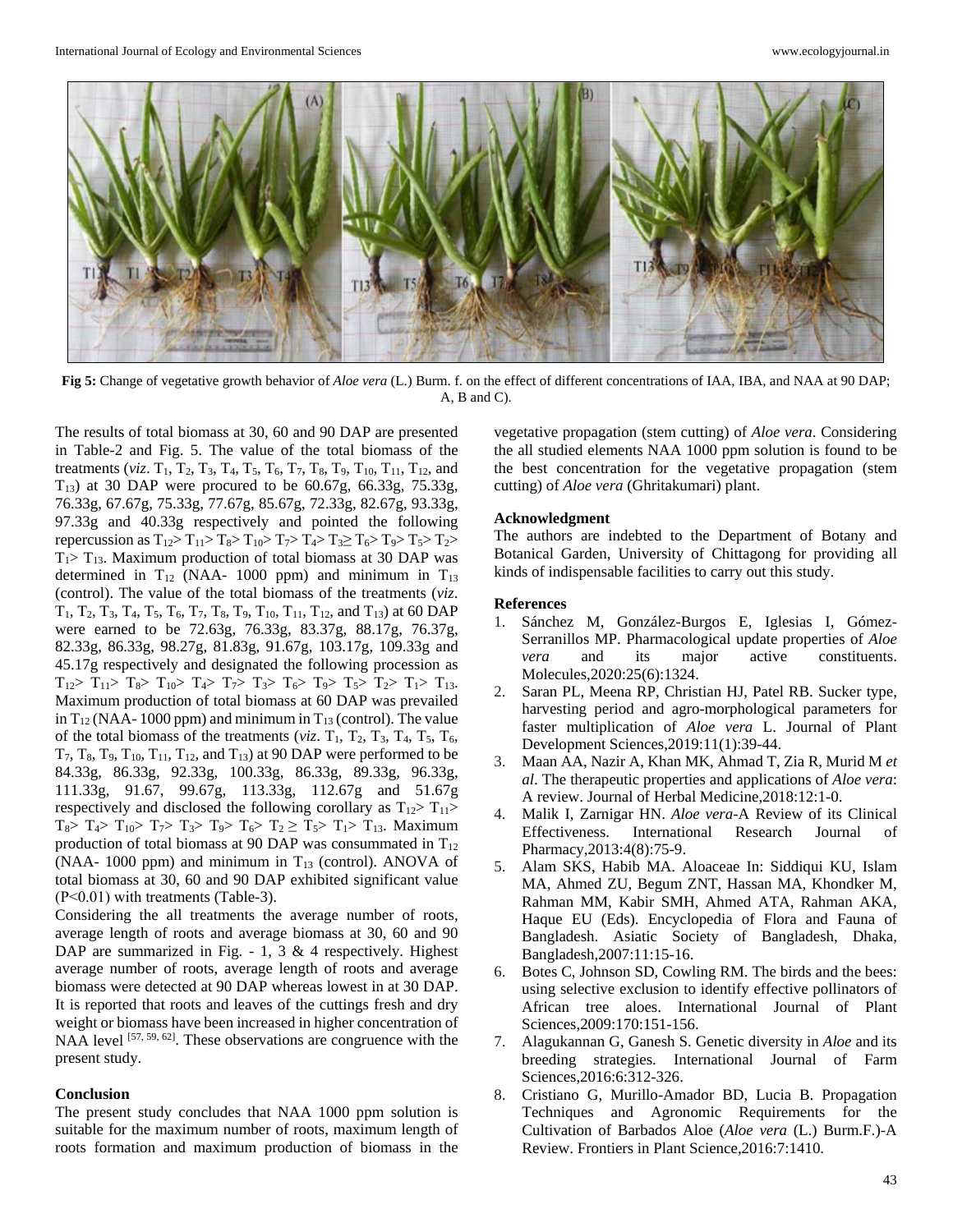Fig 5: Change of vegetative growth behavior of *Aloe vera* (L.) Burm. f. on the effect of different concentrations of IAA, IBA, and NAA at 90 DAP; A, B and C).

The results of total biomass at 30, 60 and 90 DAP are presented in Table-2 and Fig. 5. The value of the total biomass of the treatments (*viz*. $T_1$, $T_2$, $T_3$, $T_4$, $T_5$, $T_6$, $T_7$, $T_8$, $T_9$, $T_{10}$, $T_{11}$, $T_{12}$, and $T_{13}$) at 30 DAP were procured to be 60.67g, 66.33g, 75.33g, 76.33g, 67.67g, 75.33g, 77.67g, 85.67g, 72.33g, 82.67g, 93.33g, 97.33g and 40.33g respectively and pointed the following repercussion as $T_{12} > T_{11} > T_8 > T_{10} > T_7 > T_4 > T_3 \geq T_6 > T_9 > T_5 > T_2 > T_1 > T_{13}$. Maximum production of total biomass at 30 DAP was determined in $T_{12}$ (NAA- 1000 ppm) and minimum in $T_{13}$ (control). The value of the total biomass of the treatments (*viz*. $T_1$, $T_2$, $T_3$, $T_4$, $T_5$, $T_6$, $T_7$, $T_8$, $T_9$, $T_{10}$, $T_{11}$, $T_{12}$, and $T_{13}$) at 60 DAP were earned to be 72.63g, 76.33g, 83.37g, 88.17g, 76.37g, 82.33g, 86.33g, 98.27g, 81.83g, 91.67g, 103.17g, 109.33g and 45.17g respectively and designated the following procession as $T_{12} > T_{11} > T_8 > T_{10} > T_4 > T_7 > T_3 > T_6 > T_9 > T_5 > T_2 > T_1 > T_{13}$. Maximum production of total biomass at 60 DAP was prevailed in $T_{12}$ (NAA- 1000 ppm) and minimum in $T_{13}$ (control). The value of the total biomass of the treatments (*viz*. $T_1$, $T_2$, $T_3$, $T_4$, $T_5$, $T_6$, $T_7$, $T_8$, $T_9$, $T_{10}$, $T_{11}$, $T_{12}$, and $T_{13}$) at 90 DAP were performed to be 84.33g, 86.33g, 92.33g, 100.33g, 86.33g, 89.33g, 96.33g, 111.33g, 91.67, 99.67g, 113.33g, 112.67g and 51.67g respectively and disclosed the following corollary as $T_{12} > T_{11} > T_8 > T_4 > T_{10} > T_7 > T_3 > T_9 > T_6 > T_2 \geq T_5 > T_1 > T_{13}$. Maximum production of total biomass at 90 DAP was consummated in $T_{12}$ (NAA- 1000 ppm) and minimum in $T_{13}$ (control). ANOVA of total biomass at 30, 60 and 90 DAP exhibited significant value ($P<0.01$) with treatments (Table-3).

Considering the all treatments the average number of roots, average length of roots and average biomass at 30, 60 and 90 DAP are summarized in Fig. - 1, 3 & 4 respectively. Highest average number of roots, average length of roots and average biomass were detected at 90 DAP whereas lowest in at 30 DAP. It is reported that roots and leaves of the cuttings fresh and dry weight or biomass have been increased in higher concentration of NAA level [57, 59, 62]. These observations are congruence with the present study.

### Conclusion

The present study concludes that NAA 1000 ppm solution is suitable for the maximum number of roots, maximum length of roots formation and maximum production of biomass in the vegetative propagation (stem cutting) of *Aloe vera*. Considering the all studied elements NAA 1000 ppm solution is found to be the best concentration for the vegetative propagation (stem cutting) of *Aloe vera* (Ghritakumari) plant.

### Acknowledgment

The authors are indebted to the Department of Botany and Botanical Garden, University of Chittagong for providing all kinds of indispensable facilities to carry out this study.

### References

1. Sánchez M, González-Burgos E, Iglesias I, Gómez-Serranillos MP. Pharmacological update properties of *Aloe vera* and its major active constituents. Molecules,2020:25(6):1324.
2. Saran PL, Meena RP, Christian HJ, Patel RB. Sucker type, harvesting period and agro-morphological parameters for faster multiplication of *Aloe vera* L. Journal of Plant Development Sciences,2019:11(1):39-44.
3. Maan AA, Nazir A, Khan MK, Ahmad T, Zia R, Murid M *et al*. The therapeutic properties and applications of *Aloe vera*: A review. Journal of Herbal Medicine,2018:12:1-0.
4. Malik I, Zarnigar HN. *Aloe vera*-A Review of its Clinical Effectiveness. International Research Journal of Pharmacy,2013:4(8):75-9.
5. Alam SKS, Habib MA. Aloaceae In: Siddiqui KU, Islam MA, Ahmed ZU, Begum ZNT, Hassan MA, Khondker M, Rahman MM, Kabir SMH, Ahmed ATA, Rahman AKA, Haque EU (Eds). Encyclopedia of Flora and Fauna of Bangladesh. Asiatic Society of Bangladesh, Dhaka, Bangladesh,2007:11:15-16.
6. Botes C, Johnson SD, Cowling RM. The birds and the bees: using selective exclusion to identify effective pollinators of African tree aloes. International Journal of Plant Sciences,2009:170:151-156.
7. Alagukannan G, Ganesh S. Genetic diversity in *Aloe* and its breeding strategies. International Journal of Farm Sciences,2016:6:312-326.
8. Cristiano G, Murillo-Amador BD, Lucia B. Propagation Techniques and Agronomic Requirements for the Cultivation of Barbados Aloe (*Aloe vera* (L.) Burm.F.)-A Review. Frontiers in Plant Science,2016:7:1410.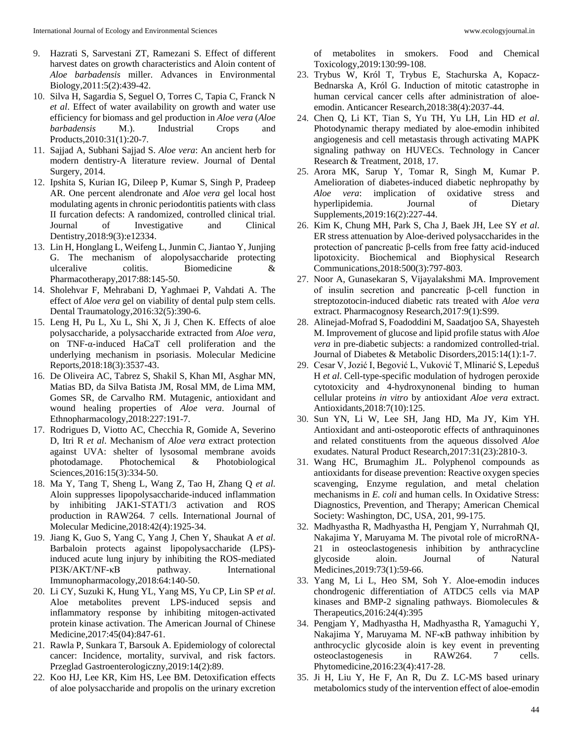9. Hazrati S, Sarvestani ZT, Ramezani S. Effect of different harvest dates on growth characteristics and Aloin content of *Aloe barbadensis* miller. Advances in Environmental Biology,2011:5(2):439-42.
10. Silva H, Sagardia S, Seguel O, Torres C, Tapia C, Franck N *et al*. Effect of water availability on growth and water use efficiency for biomass and gel production in *Aloe vera* (*Aloe barbadensis* M.). Industrial Crops and Products,2010:31(1):20-7.
11. Sajjad A, Subhani Sajjad S. *Aloe vera*: An ancient herb for modern dentistry-A literature review. Journal of Dental Surgery, 2014.
12. Ipshita S, Kurian IG, Dileep P, Kumar S, Singh P, Pradeep AR. One percent alendronate and *Aloe vera* gel local host modulating agents in chronic periodontitis patients with class II furcation defects: A randomized, controlled clinical trial. Journal of Investigative and Clinical Dentistry,2018:9(3):e12334.
13. Lin H, Honglang L, Weifeng L, Junmin C, Jiantao Y, Junjing G. The mechanism of alopolysaccharide protecting ulceralive colitis. Biomedicine & Pharmacotherapy,2017:88:145-50.
14. Sholehvar F, Mehrabani D, Yaghmaei P, Vahdati A. The effect of *Aloe vera* gel on viability of dental pulp stem cells. Dental Traumatology,2016:32(5):390-6.
15. Leng H, Pu L, Xu L, Shi X, Ji J, Chen K. Effects of aloe polysaccharide, a polysaccharide extracted from *Aloe vera*, on TNF-α-induced HaCaT cell proliferation and the underlying mechanism in psoriasis. Molecular Medicine Reports,2018:18(3):3537-43.
16. De Oliveira AC, Tabrez S, Shakil S, Khan MI, Asghar MN, Matias BD, da Silva Batista JM, Rosal MM, de Lima MM, Gomes SR, de Carvalho RM. Mutagenic, antioxidant and wound healing properties of *Aloe vera*. Journal of Ethnopharmacology,2018:227:191-7.
17. Rodrigues D, Viotto AC, Checchia R, Gomide A, Severino D, Itri R *et al*. Mechanism of *Aloe vera* extract protection against UVA: shelter of lysosomal membrane avoids photodamage. Photochemical & Photobiological Sciences,2016:15(3):334-50.
18. Ma Y, Tang T, Sheng L, Wang Z, Tao H, Zhang Q *et al*. Aloin suppresses lipopolysaccharide-induced inflammation by inhibiting JAK1-STAT1/3 activation and ROS production in RAW264. 7 cells. International Journal of Molecular Medicine,2018:42(4):1925-34.
19. Jiang K, Guo S, Yang C, Yang J, Chen Y, Shaukat A *et al*. Barbaloin protects against lipopolysaccharide (LPS)-induced acute lung injury by inhibiting the ROS-mediated PI3K/AKT/NF-κB pathway. International Immunopharmacology,2018:64:140-50.
20. Li CY, Suzuki K, Hung YL, Yang MS, Yu CP, Lin SP *et al*. Aloe metabolites prevent LPS-induced sepsis and inflammatory response by inhibiting mitogen-activated protein kinase activation. The American Journal of Chinese Medicine,2017:45(04):847-61.
21. Rawla P, Sunkara T, Barsouk A. Epidemiology of colorectal cancer: Incidence, mortality, survival, and risk factors. Przeglad Gastroenterologiczny,2019:14(2):89.
22. Koo HJ, Lee KR, Kim HS, Lee BM. Detoxification effects of aloe polysaccharide and propolis on the urinary excretion of metabolites in smokers. Food and Chemical Toxicology,2019:130:99-108.
23. Trybus W, Król T, Trybus E, Stachurska A, Kopacz-Bednarska A, Król G. Induction of mitotic catastrophe in human cervical cancer cells after administration of aloe-emodin. Anticancer Research,2018:38(4):2037-44.
24. Chen Q, Li KT, Tian S, Yu TH, Yu LH, Lin HD *et al*. Photodynamic therapy mediated by aloe-emodin inhibited angiogenesis and cell metastasis through activating MAPK signaling pathway on HUVECs. Technology in Cancer Research & Treatment, 2018, 17.
25. Arora MK, Sarup Y, Tomar R, Singh M, Kumar P. Amelioration of diabetes-induced diabetic nephropathy by *Aloe vera*: implication of oxidative stress and hyperlipidemia. Journal of Dietary Supplements,2019:16(2):227-44.
26. Kim K, Chung MH, Park S, Cha J, Baek JH, Lee SY *et al*. ER stress attenuation by Aloe-derived polysaccharides in the protection of pancreatic β-cells from free fatty acid-induced lipotoxicity. Biochemical and Biophysical Research Communications,2018:500(3):797-803.
27. Noor A, Gunasekaran S, Vijayalakshmi MA. Improvement of insulin secretion and pancreatic β-cell function in streptozotocin-induced diabetic rats treated with *Aloe vera* extract. Pharmacognosy Research,2017:9(1):S99.
28. Alinejad-Mofrad S, Foadoddini M, Saadatjoo SA, Shayesteh M. Improvement of glucose and lipid profile status with *Aloe vera* in pre-diabetic subjects: a randomized controlled-trial. Journal of Diabetes & Metabolic Disorders,2015:14(1):1-7.
29. Cesar V, Jozić I, Begović L, Vuković T, Mlinarić S, Lepeduš H *et al*. Cell-type-specific modulation of hydrogen peroxide cytotoxicity and 4-hydroxynonenal binding to human cellular proteins *in vitro* by antioxidant *Aloe vera* extract. Antioxidants,2018:7(10):125.
30. Sun YN, Li W, Lee SH, Jang HD, Ma JY, Kim YH. Antioxidant and anti-osteoporotic effects of anthraquinones and related constituents from the aqueous dissolved *Aloe* exudates. Natural Product Research,2017:31(23):2810-3.
31. Wang HC, Brumaghim JL. Polyphenol compounds as antioxidants for disease prevention: Reactive oxygen species scavenging, Enzyme regulation, and metal chelation mechanisms in *E. coli* and human cells. In Oxidative Stress: Diagnostics, Prevention, and Therapy; American Chemical Society: Washington, DC, USA, 201, 99-175.
32. Madhyastha R, Madhyastha H, Pengjam Y, Nurrahmah QI, Nakajima Y, Maruyama M. The pivotal role of microRNA-21 in osteoclastogenesis inhibition by anthracycline glycoside aloin. Journal of Natural Medicines,2019:73(1):59-66.
33. Yang M, Li L, Heo SM, Soh Y. Aloe-emodin induces chondrogenic differentiation of ATDC5 cells via MAP kinases and BMP-2 signaling pathways. Biomolecules & Therapeutics,2016:24(4):395
34. Pengjam Y, Madhyastha H, Madhyastha R, Yamaguchi Y, Nakajima Y, Maruyama M. NF-κB pathway inhibition by anthrocyclic glycoside aloin is key event in preventing osteoclastogenesis in RAW264. 7 cells. Phytomedicine,2016:23(4):417-28.
35. Ji H, Liu Y, He F, An R, Du Z. LC-MS based urinary metabolomics study of the intervention effect of aloe-emodin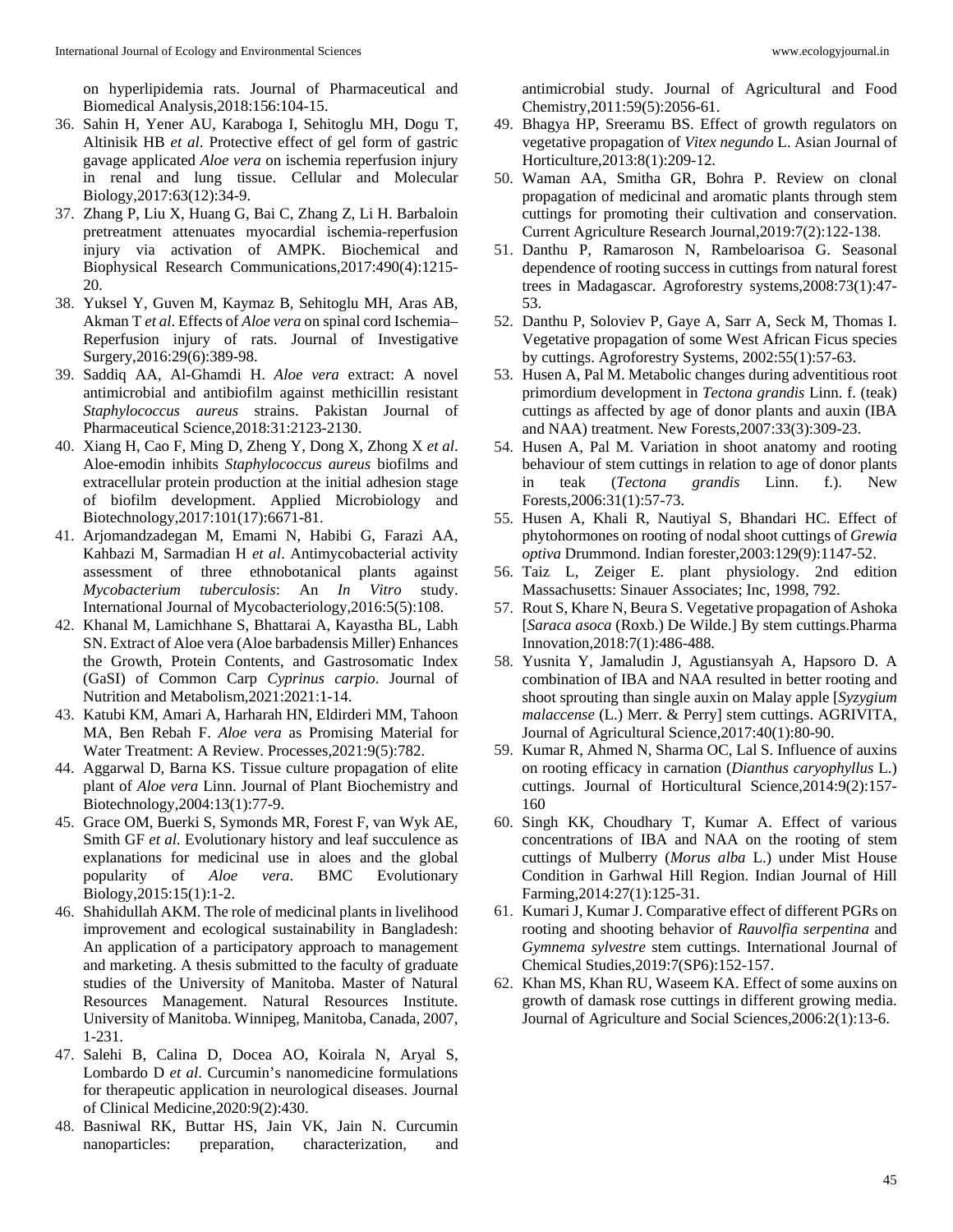on hyperlipidemia rats. Journal of Pharmaceutical and Biomedical Analysis,2018:156:104-15.

36. Sahin H, Yener AU, Karaboga I, Sehitoglu MH, Dogu T, Altinisik HB *et al*. Protective effect of gel form of gastric gavage applicated *Aloe vera* on ischemia reperfusion injury in renal and lung tissue. Cellular and Molecular Biology,2017:63(12):34-9.
37. Zhang P, Liu X, Huang G, Bai C, Zhang Z, Li H. Barbaloin pretreatment attenuates myocardial ischemia-reperfusion injury via activation of AMPK. Biochemical and Biophysical Research Communications,2017:490(4):1215-20.
38. Yuksel Y, Guven M, Kaymaz B, Sehitoglu MH, Aras AB, Akman T *et al*. Effects of *Aloe vera* on spinal cord Ischemia–Reperfusion injury of rats. Journal of Investigative Surgery,2016:29(6):389-98.
39. Saddiq AA, Al-Ghamdi H. *Aloe vera* extract: A novel antimicrobial and antibiofilm against methicillin resistant *Staphylococcus aureus* strains. Pakistan Journal of Pharmaceutical Science,2018:31:2123-2130.
40. Xiang H, Cao F, Ming D, Zheng Y, Dong X, Zhong X *et al*. Aloe-emodin inhibits *Staphylococcus aureus* biofilms and extracellular protein production at the initial adhesion stage of biofilm development. Applied Microbiology and Biotechnology,2017:101(17):6671-81.
41. Arjomandzadegan M, Emami N, Habibi G, Farazi AA, Kahbazi M, Sarmadian H *et al*. Antimycobacterial activity assessment of three ethnobotanical plants against *Mycobacterium tuberculosis*: An *In Vitro* study. International Journal of Mycobacteriology,2016:5(5):108.
42. Khanal M, Lamichhane S, Bhattarai A, Kayastha BL, Labh SN. Extract of Aloe vera (Aloe barbadensis Miller) Enhances the Growth, Protein Contents, and Gastrosomatic Index (GaSI) of Common Carp *Cyprinus carpio*. Journal of Nutrition and Metabolism,2021:2021:1-14.
43. Katubi KM, Amari A, Harharah HN, Eldirderi MM, Tahoon MA, Ben Rebah F. *Aloe vera* as Promising Material for Water Treatment: A Review. Processes,2021:9(5):782.
44. Aggarwal D, Barna KS. Tissue culture propagation of elite plant of *Aloe vera* Linn. Journal of Plant Biochemistry and Biotechnology,2004:13(1):77-9.
45. Grace OM, Buerki S, Symonds MR, Forest F, van Wyk AE, Smith GF *et al.* Evolutionary history and leaf succulence as explanations for medicinal use in aloes and the global popularity of *Aloe vera*. BMC Evolutionary Biology,2015:15(1):1-2.
46. Shahidullah AKM. The role of medicinal plants in livelihood improvement and ecological sustainability in Bangladesh: An application of a participatory approach to management and marketing. A thesis submitted to the faculty of graduate studies of the University of Manitoba. Master of Natural Resources Management. Natural Resources Institute. University of Manitoba. Winnipeg, Manitoba, Canada, 2007, 1-231.
47. Salehi B, Calina D, Docea AO, Koirala N, Aryal S, Lombardo D *et al*. Curcumin's nanomedicine formulations for therapeutic application in neurological diseases. Journal of Clinical Medicine,2020:9(2):430.
48. Basniwal RK, Buttar HS, Jain VK, Jain N. Curcumin nanoparticles: preparation, characterization, and antimicrobial study. Journal of Agricultural and Food Chemistry,2011:59(5):2056-61.
49. Bhagya HP, Sreeramu BS. Effect of growth regulators on vegetative propagation of *Vitex negundo* L. Asian Journal of Horticulture,2013:8(1):209-12.
50. Waman AA, Smitha GR, Bohra P. Review on clonal propagation of medicinal and aromatic plants through stem cuttings for promoting their cultivation and conservation. Current Agriculture Research Journal,2019:7(2):122-138.
51. Danthu P, Ramaroson N, Rambeloarisoa G. Seasonal dependence of rooting success in cuttings from natural forest trees in Madagascar. Agroforestry systems,2008:73(1):47-53.
52. Danthu P, Soloviev P, Gaye A, Sarr A, Seck M, Thomas I. Vegetative propagation of some West African Ficus species by cuttings. Agroforestry Systems, 2002:55(1):57-63.
53. Husen A, Pal M. Metabolic changes during adventitious root primordium development in *Tectona grandis* Linn. f. (teak) cuttings as affected by age of donor plants and auxin (IBA and NAA) treatment. New Forests,2007:33(3):309-23.
54. Husen A, Pal M. Variation in shoot anatomy and rooting behaviour of stem cuttings in relation to age of donor plants in teak (*Tectona grandis* Linn. f.). New Forests,2006:31(1):57-73.
55. Husen A, Khali R, Nautiyal S, Bhandari HC. Effect of phytohormones on rooting of nodal shoot cuttings of *Grewia optiva* Drummond. Indian forester,2003:129(9):1147-52.
56. Taiz L, Zeiger E. plant physiology. 2nd edition Massachusetts: Sinauer Associates; Inc, 1998, 792.
57. Rout S, Khare N, Beura S. Vegetative propagation of Ashoka [*Saraca asoca* (Roxb.) De Wilde.] By stem cuttings.Pharma Innovation,2018:7(1):486-488.
58. Yusnita Y, Jamaludin J, Agustiansyah A, Hapsoro D. A combination of IBA and NAA resulted in better rooting and shoot sprouting than single auxin on Malay apple [*Syzygium malaccense* (L.) Merr. & Perry] stem cuttings. AGRIVITA, Journal of Agricultural Science,2017:40(1):80-90.
59. Kumar R, Ahmed N, Sharma OC, Lal S. Influence of auxins on rooting efficacy in carnation (*Dianthus caryophyllus* L.) cuttings. Journal of Horticultural Science,2014:9(2):157-160
60. Singh KK, Choudhary T, Kumar A. Effect of various concentrations of IBA and NAA on the rooting of stem cuttings of Mulberry (*Morus alba* L.) under Mist House Condition in Garhwal Hill Region. Indian Journal of Hill Farming,2014:27(1):125-31.
61. Kumari J, Kumar J. Comparative effect of different PGRs on rooting and shooting behavior of *Rauvolfia serpentina* and *Gymnema sylvestre* stem cuttings. International Journal of Chemical Studies,2019:7(SP6):152-157.
62. Khan MS, Khan RU, Waseem KA. Effect of some auxins on growth of damask rose cuttings in different growing media. Journal of Agriculture and Social Sciences,2006:2(1):13-6.